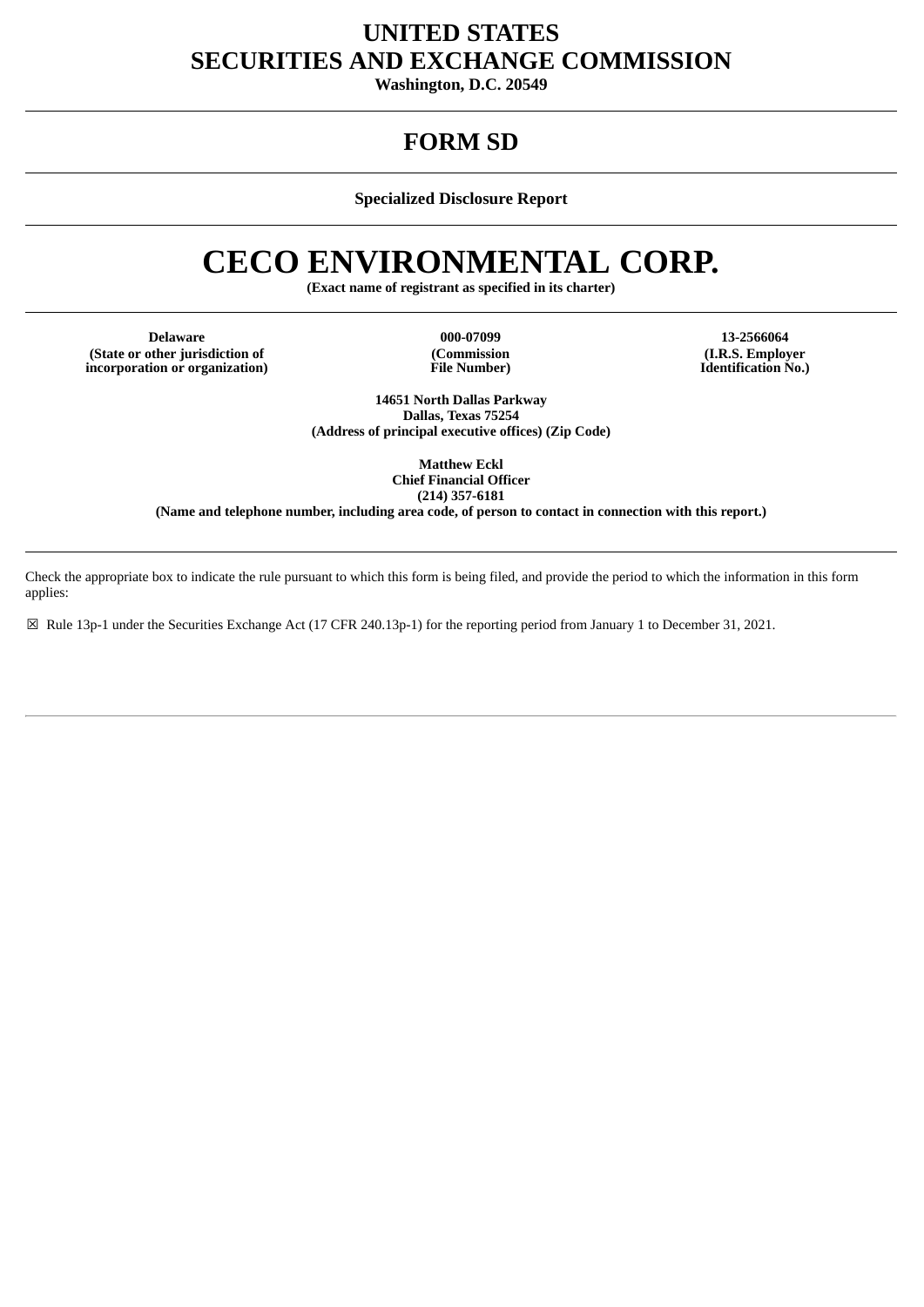# UNITED STATES
# SECURITIES AND EXCHANGE COMMISSION

**Washington, D.C. 20549**

---

# FORM SD

---

**Specialized Disclosure Report**

---

# CECO ENVIRONMENTAL CORP.

**(Exact name of registrant as specified in its charter)**

---

| **Delaware** | **000-07099** | **13-2566064** |
|---|---|---|
| **(State or other jurisdiction of incorporation or organization)** | **(Commission File Number)** | **(I.R.S. Employer Identification No.)** |

**14651 North Dallas Parkway**
**Dallas, Texas 75254**
**(Address of principal executive offices) (Zip Code)**

**Matthew Eckl**
**Chief Financial Officer**
**(214) 357-6181**
**(Name and telephone number, including area code, of person to contact in connection with this report.)**

---

Check the appropriate box to indicate the rule pursuant to which this form is being filed, and provide the period to which the information in this form applies:

☒ Rule 13p-1 under the Securities Exchange Act (17 CFR 240.13p-1) for the reporting period from January 1 to December 31, 2021.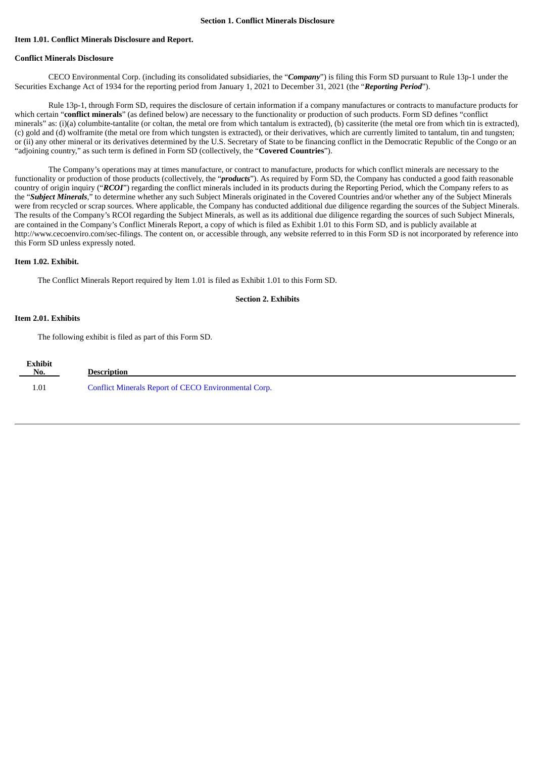## Section 1. Conflict Minerals Disclosure

### Item 1.01. Conflict Minerals Disclosure and Report.

**Conflict Minerals Disclosure**

CECO Environmental Corp. (including its consolidated subsidiaries, the "***Company***") is filing this Form SD pursuant to Rule 13p-1 under the Securities Exchange Act of 1934 for the reporting period from January 1, 2021 to December 31, 2021 (the "***Reporting Period***").

Rule 13p-1, through Form SD, requires the disclosure of certain information if a company manufactures or contracts to manufacture products for which certain "**conflict minerals**" (as defined below) are necessary to the functionality or production of such products. Form SD defines "conflict minerals" as: (i)(a) columbite-tantalite (or coltan, the metal ore from which tantalum is extracted), (b) cassiterite (the metal ore from which tin is extracted), (c) gold and (d) wolframite (the metal ore from which tungsten is extracted), or their derivatives, which are currently limited to tantalum, tin and tungsten; or (ii) any other mineral or its derivatives determined by the U.S. Secretary of State to be financing conflict in the Democratic Republic of the Congo or an "adjoining country," as such term is defined in Form SD (collectively, the "**Covered Countries**").

The Company's operations may at times manufacture, or contract to manufacture, products for which conflict minerals are necessary to the functionality or production of those products (collectively, the "***products***"). As required by Form SD, the Company has conducted a good faith reasonable country of origin inquiry ("***RCOI***") regarding the conflict minerals included in its products during the Reporting Period, which the Company refers to as the "***Subject Minerals***," to determine whether any such Subject Minerals originated in the Covered Countries and/or whether any of the Subject Minerals were from recycled or scrap sources. Where applicable, the Company has conducted additional due diligence regarding the sources of the Subject Minerals. The results of the Company's RCOI regarding the Subject Minerals, as well as its additional due diligence regarding the sources of such Subject Minerals, are contained in the Company's Conflict Minerals Report, a copy of which is filed as Exhibit 1.01 to this Form SD, and is publicly available at http://www.cecoenviro.com/sec-filings. The content on, or accessible through, any website referred to in this Form SD is not incorporated by reference into this Form SD unless expressly noted.

### Item 1.02. Exhibit.

The Conflict Minerals Report required by Item 1.01 is filed as Exhibit 1.01 to this Form SD.

## Section 2. Exhibits

### Item 2.01. Exhibits

The following exhibit is filed as part of this Form SD.

| Exhibit No. | Description |
|---|---|
| 1.01 | Conflict Minerals Report of CECO Environmental Corp. |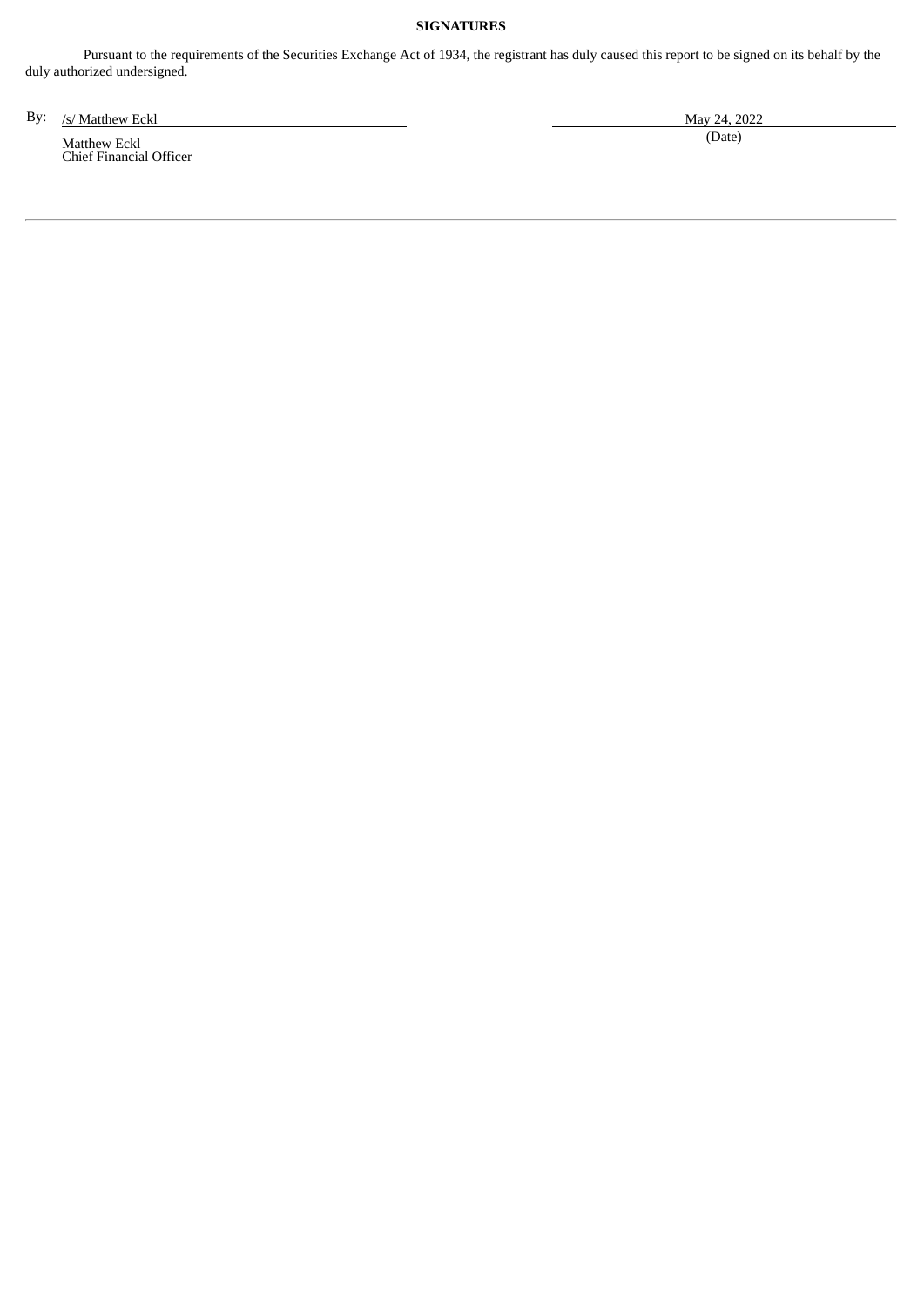**SIGNATURES**

Pursuant to the requirements of the Securities Exchange Act of 1934, the registrant has duly caused this report to be signed on its behalf by the duly authorized undersigned.

| By: /s/ Matthew Eckl | May 24, 2022 |
|---|---|
| Matthew Eckl<br>Chief Financial Officer | (Date) |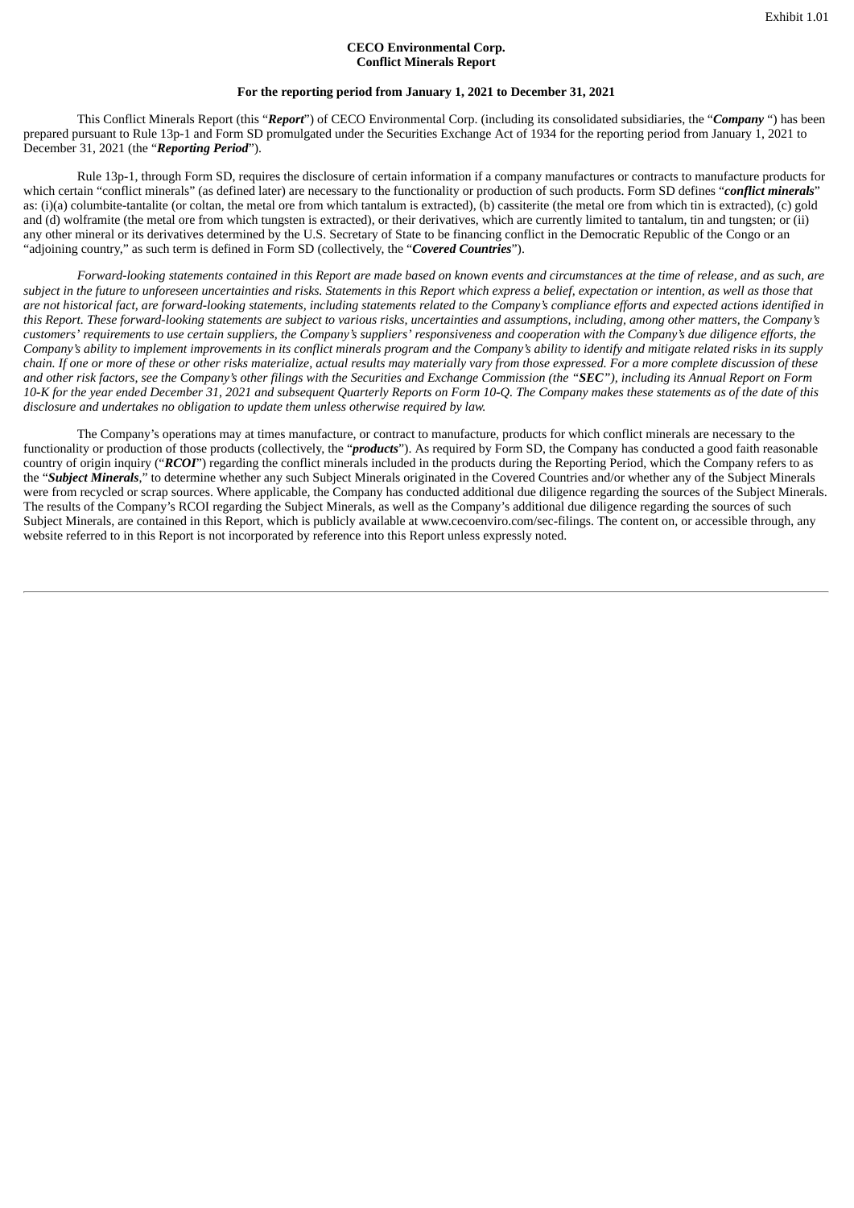Exhibit 1.01

**CECO Environmental Corp.**
**Conflict Minerals Report**

**For the reporting period from January 1, 2021 to December 31, 2021**

This Conflict Minerals Report (this "***Report***") of CECO Environmental Corp. (including its consolidated subsidiaries, the "***Company*** ") has been prepared pursuant to Rule 13p-1 and Form SD promulgated under the Securities Exchange Act of 1934 for the reporting period from January 1, 2021 to December 31, 2021 (the "***Reporting Period***").

Rule 13p-1, through Form SD, requires the disclosure of certain information if a company manufactures or contracts to manufacture products for which certain "conflict minerals" (as defined later) are necessary to the functionality or production of such products. Form SD defines "***conflict minerals***" as: (i)(a) columbite-tantalite (or coltan, the metal ore from which tantalum is extracted), (b) cassiterite (the metal ore from which tin is extracted), (c) gold and (d) wolframite (the metal ore from which tungsten is extracted), or their derivatives, which are currently limited to tantalum, tin and tungsten; or (ii) any other mineral or its derivatives determined by the U.S. Secretary of State to be financing conflict in the Democratic Republic of the Congo or an "adjoining country," as such term is defined in Form SD (collectively, the "***Covered Countries***").

*Forward-looking statements contained in this Report are made based on known events and circumstances at the time of release, and as such, are subject in the future to unforeseen uncertainties and risks. Statements in this Report which express a belief, expectation or intention, as well as those that are not historical fact, are forward-looking statements, including statements related to the Company's compliance efforts and expected actions identified in this Report. These forward-looking statements are subject to various risks, uncertainties and assumptions, including, among other matters, the Company's customers' requirements to use certain suppliers, the Company's suppliers' responsiveness and cooperation with the Company's due diligence efforts, the Company's ability to implement improvements in its conflict minerals program and the Company's ability to identify and mitigate related risks in its supply chain. If one or more of these or other risks materialize, actual results may materially vary from those expressed. For a more complete discussion of these and other risk factors, see the Company's other filings with the Securities and Exchange Commission (the "**SEC**"), including its Annual Report on Form 10-K for the year ended December 31, 2021 and subsequent Quarterly Reports on Form 10-Q. The Company makes these statements as of the date of this disclosure and undertakes no obligation to update them unless otherwise required by law.*

The Company's operations may at times manufacture, or contract to manufacture, products for which conflict minerals are necessary to the functionality or production of those products (collectively, the "***products***"). As required by Form SD, the Company has conducted a good faith reasonable country of origin inquiry ("***RCOI***") regarding the conflict minerals included in the products during the Reporting Period, which the Company refers to as the "***Subject Minerals***," to determine whether any such Subject Minerals originated in the Covered Countries and/or whether any of the Subject Minerals were from recycled or scrap sources. Where applicable, the Company has conducted additional due diligence regarding the sources of the Subject Minerals. The results of the Company's RCOI regarding the Subject Minerals, as well as the Company's additional due diligence regarding the sources of such Subject Minerals, are contained in this Report, which is publicly available at www.cecoenviro.com/sec-filings. The content on, or accessible through, any website referred to in this Report is not incorporated by reference into this Report unless expressly noted.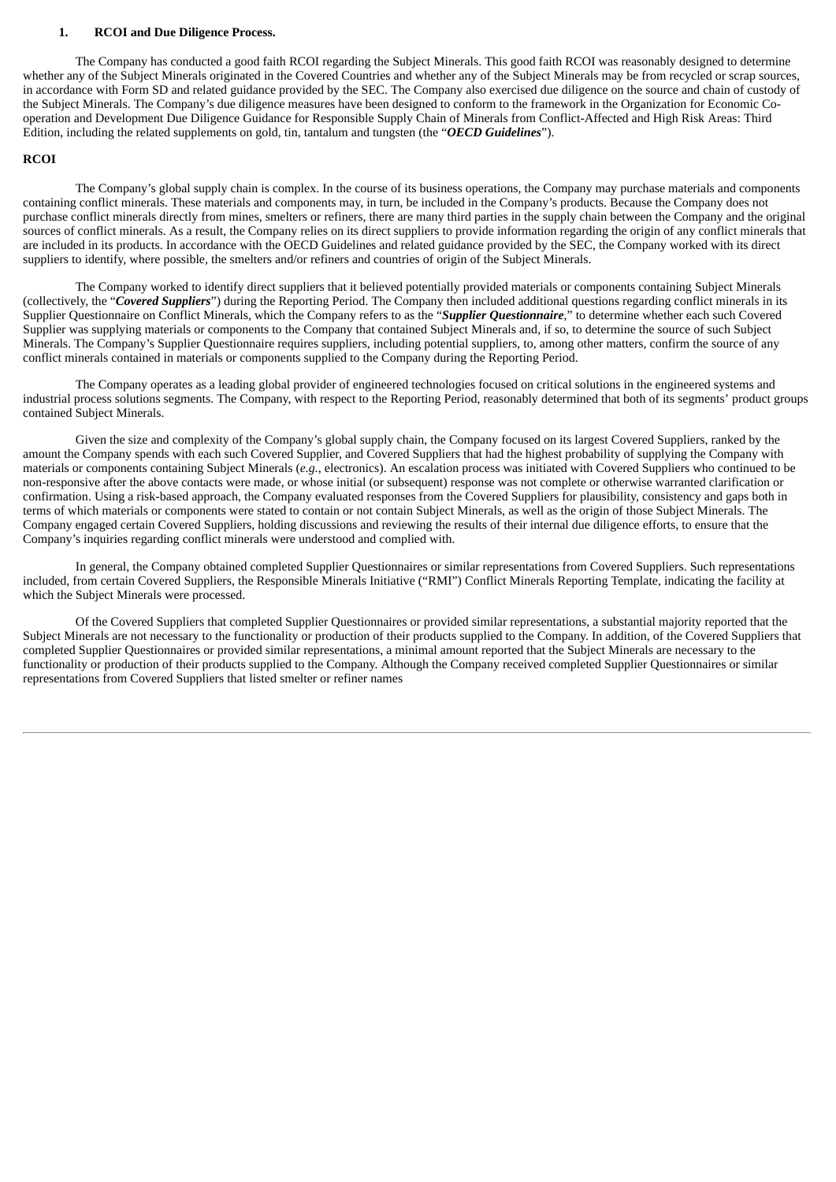**1. RCOI and Due Diligence Process.**

The Company has conducted a good faith RCOI regarding the Subject Minerals. This good faith RCOI was reasonably designed to determine whether any of the Subject Minerals originated in the Covered Countries and whether any of the Subject Minerals may be from recycled or scrap sources, in accordance with Form SD and related guidance provided by the SEC. The Company also exercised due diligence on the source and chain of custody of the Subject Minerals. The Company's due diligence measures have been designed to conform to the framework in the Organization for Economic Co-operation and Development Due Diligence Guidance for Responsible Supply Chain of Minerals from Conflict-Affected and High Risk Areas: Third Edition, including the related supplements on gold, tin, tantalum and tungsten (the "***OECD Guidelines***").

**RCOI**

The Company's global supply chain is complex. In the course of its business operations, the Company may purchase materials and components containing conflict minerals. These materials and components may, in turn, be included in the Company's products. Because the Company does not purchase conflict minerals directly from mines, smelters or refiners, there are many third parties in the supply chain between the Company and the original sources of conflict minerals. As a result, the Company relies on its direct suppliers to provide information regarding the origin of any conflict minerals that are included in its products. In accordance with the OECD Guidelines and related guidance provided by the SEC, the Company worked with its direct suppliers to identify, where possible, the smelters and/or refiners and countries of origin of the Subject Minerals.

The Company worked to identify direct suppliers that it believed potentially provided materials or components containing Subject Minerals (collectively, the "***Covered Suppliers***") during the Reporting Period. The Company then included additional questions regarding conflict minerals in its Supplier Questionnaire on Conflict Minerals, which the Company refers to as the "***Supplier Questionnaire***," to determine whether each such Covered Supplier was supplying materials or components to the Company that contained Subject Minerals and, if so, to determine the source of such Subject Minerals. The Company's Supplier Questionnaire requires suppliers, including potential suppliers, to, among other matters, confirm the source of any conflict minerals contained in materials or components supplied to the Company during the Reporting Period.

The Company operates as a leading global provider of engineered technologies focused on critical solutions in the engineered systems and industrial process solutions segments. The Company, with respect to the Reporting Period, reasonably determined that both of its segments' product groups contained Subject Minerals.

Given the size and complexity of the Company's global supply chain, the Company focused on its largest Covered Suppliers, ranked by the amount the Company spends with each such Covered Supplier, and Covered Suppliers that had the highest probability of supplying the Company with materials or components containing Subject Minerals (*e.g.*, electronics). An escalation process was initiated with Covered Suppliers who continued to be non-responsive after the above contacts were made, or whose initial (or subsequent) response was not complete or otherwise warranted clarification or confirmation. Using a risk-based approach, the Company evaluated responses from the Covered Suppliers for plausibility, consistency and gaps both in terms of which materials or components were stated to contain or not contain Subject Minerals, as well as the origin of those Subject Minerals. The Company engaged certain Covered Suppliers, holding discussions and reviewing the results of their internal due diligence efforts, to ensure that the Company's inquiries regarding conflict minerals were understood and complied with.

In general, the Company obtained completed Supplier Questionnaires or similar representations from Covered Suppliers. Such representations included, from certain Covered Suppliers, the Responsible Minerals Initiative ("RMI") Conflict Minerals Reporting Template, indicating the facility at which the Subject Minerals were processed.

Of the Covered Suppliers that completed Supplier Questionnaires or provided similar representations, a substantial majority reported that the Subject Minerals are not necessary to the functionality or production of their products supplied to the Company. In addition, of the Covered Suppliers that completed Supplier Questionnaires or provided similar representations, a minimal amount reported that the Subject Minerals are necessary to the functionality or production of their products supplied to the Company. Although the Company received completed Supplier Questionnaires or similar representations from Covered Suppliers that listed smelter or refiner names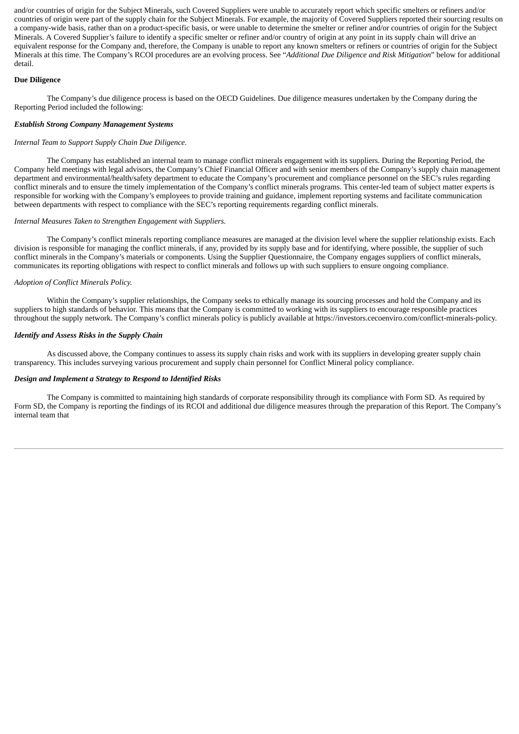and/or countries of origin for the Subject Minerals, such Covered Suppliers were unable to accurately report which specific smelters or refiners and/or countries of origin were part of the supply chain for the Subject Minerals. For example, the majority of Covered Suppliers reported their sourcing results on a company-wide basis, rather than on a product-specific basis, or were unable to determine the smelter or refiner and/or countries of origin for the Subject Minerals. A Covered Supplier's failure to identify a specific smelter or refiner and/or country of origin at any point in its supply chain will drive an equivalent response for the Company and, therefore, the Company is unable to report any known smelters or refiners or countries of origin for the Subject Minerals at this time. The Company's RCOI procedures are an evolving process. See "*Additional Due Diligence and Risk Mitigation*" below for additional detail.

**Due Diligence**

The Company's due diligence process is based on the OECD Guidelines. Due diligence measures undertaken by the Company during the Reporting Period included the following:

***Establish Strong Company Management Systems***

*Internal Team to Support Supply Chain Due Diligence.*

The Company has established an internal team to manage conflict minerals engagement with its suppliers. During the Reporting Period, the Company held meetings with legal advisors, the Company's Chief Financial Officer and with senior members of the Company's supply chain management department and environmental/health/safety department to educate the Company's procurement and compliance personnel on the SEC's rules regarding conflict minerals and to ensure the timely implementation of the Company's conflict minerals programs. This center-led team of subject matter experts is responsible for working with the Company's employees to provide training and guidance, implement reporting systems and facilitate communication between departments with respect to compliance with the SEC's reporting requirements regarding conflict minerals.

*Internal Measures Taken to Strengthen Engagement with Suppliers.*

The Company's conflict minerals reporting compliance measures are managed at the division level where the supplier relationship exists. Each division is responsible for managing the conflict minerals, if any, provided by its supply base and for identifying, where possible, the supplier of such conflict minerals in the Company's materials or components. Using the Supplier Questionnaire, the Company engages suppliers of conflict minerals, communicates its reporting obligations with respect to conflict minerals and follows up with such suppliers to ensure ongoing compliance.

*Adoption of Conflict Minerals Policy.*

Within the Company's supplier relationships, the Company seeks to ethically manage its sourcing processes and hold the Company and its suppliers to high standards of behavior. This means that the Company is committed to working with its suppliers to encourage responsible practices throughout the supply network. The Company's conflict minerals policy is publicly available at https://investors.cecoenviro.com/conflict-minerals-policy.

***Identify and Assess Risks in the Supply Chain***

As discussed above, the Company continues to assess its supply chain risks and work with its suppliers in developing greater supply chain transparency. This includes surveying various procurement and supply chain personnel for Conflict Mineral policy compliance.

***Design and Implement a Strategy to Respond to Identified Risks***

The Company is committed to maintaining high standards of corporate responsibility through its compliance with Form SD. As required by Form SD, the Company is reporting the findings of its RCOI and additional due diligence measures through the preparation of this Report. The Company's internal team that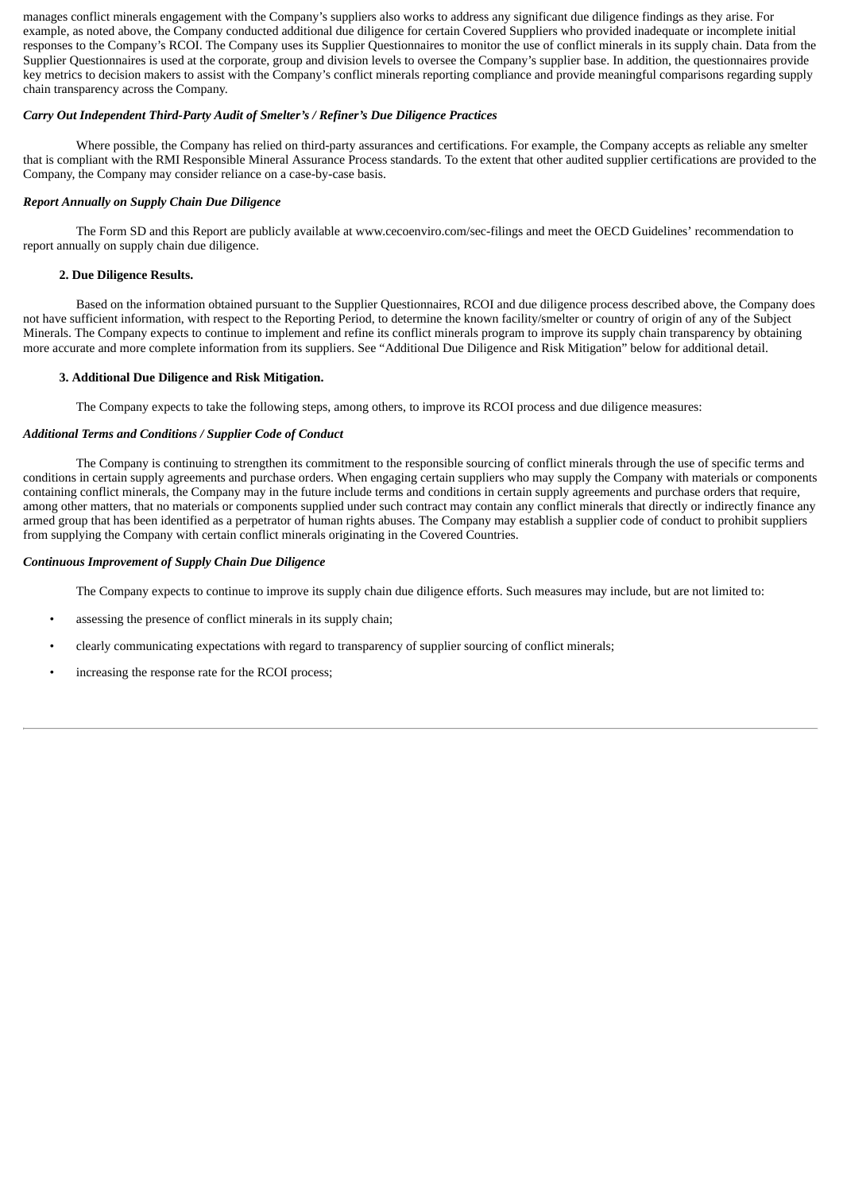manages conflict minerals engagement with the Company's suppliers also works to address any significant due diligence findings as they arise. For example, as noted above, the Company conducted additional due diligence for certain Covered Suppliers who provided inadequate or incomplete initial responses to the Company's RCOI. The Company uses its Supplier Questionnaires to monitor the use of conflict minerals in its supply chain. Data from the Supplier Questionnaires is used at the corporate, group and division levels to oversee the Company's supplier base. In addition, the questionnaires provide key metrics to decision makers to assist with the Company's conflict minerals reporting compliance and provide meaningful comparisons regarding supply chain transparency across the Company.

***Carry Out Independent Third-Party Audit of Smelter's / Refiner's Due Diligence Practices***

Where possible, the Company has relied on third-party assurances and certifications. For example, the Company accepts as reliable any smelter that is compliant with the RMI Responsible Mineral Assurance Process standards. To the extent that other audited supplier certifications are provided to the Company, the Company may consider reliance on a case-by-case basis.

***Report Annually on Supply Chain Due Diligence***

The Form SD and this Report are publicly available at www.cecoenviro.com/sec-filings and meet the OECD Guidelines' recommendation to report annually on supply chain due diligence.

**2. Due Diligence Results.**

Based on the information obtained pursuant to the Supplier Questionnaires, RCOI and due diligence process described above, the Company does not have sufficient information, with respect to the Reporting Period, to determine the known facility/smelter or country of origin of any of the Subject Minerals. The Company expects to continue to implement and refine its conflict minerals program to improve its supply chain transparency by obtaining more accurate and more complete information from its suppliers. See "Additional Due Diligence and Risk Mitigation" below for additional detail.

**3. Additional Due Diligence and Risk Mitigation.**

The Company expects to take the following steps, among others, to improve its RCOI process and due diligence measures:

***Additional Terms and Conditions / Supplier Code of Conduct***

The Company is continuing to strengthen its commitment to the responsible sourcing of conflict minerals through the use of specific terms and conditions in certain supply agreements and purchase orders. When engaging certain suppliers who may supply the Company with materials or components containing conflict minerals, the Company may in the future include terms and conditions in certain supply agreements and purchase orders that require, among other matters, that no materials or components supplied under such contract may contain any conflict minerals that directly or indirectly finance any armed group that has been identified as a perpetrator of human rights abuses. The Company may establish a supplier code of conduct to prohibit suppliers from supplying the Company with certain conflict minerals originating in the Covered Countries.

***Continuous Improvement of Supply Chain Due Diligence***

The Company expects to continue to improve its supply chain due diligence efforts. Such measures may include, but are not limited to:

- assessing the presence of conflict minerals in its supply chain;
- clearly communicating expectations with regard to transparency of supplier sourcing of conflict minerals;
- increasing the response rate for the RCOI process;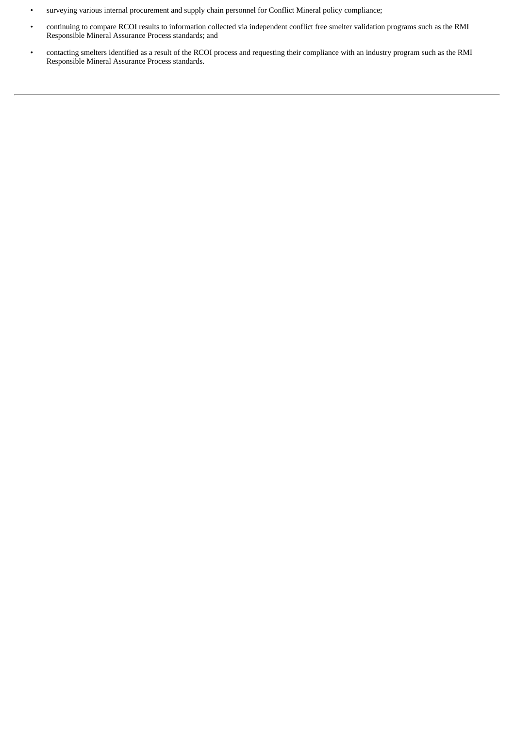- surveying various internal procurement and supply chain personnel for Conflict Mineral policy compliance;
- continuing to compare RCOI results to information collected via independent conflict free smelter validation programs such as the RMI Responsible Mineral Assurance Process standards; and
- contacting smelters identified as a result of the RCOI process and requesting their compliance with an industry program such as the RMI Responsible Mineral Assurance Process standards.